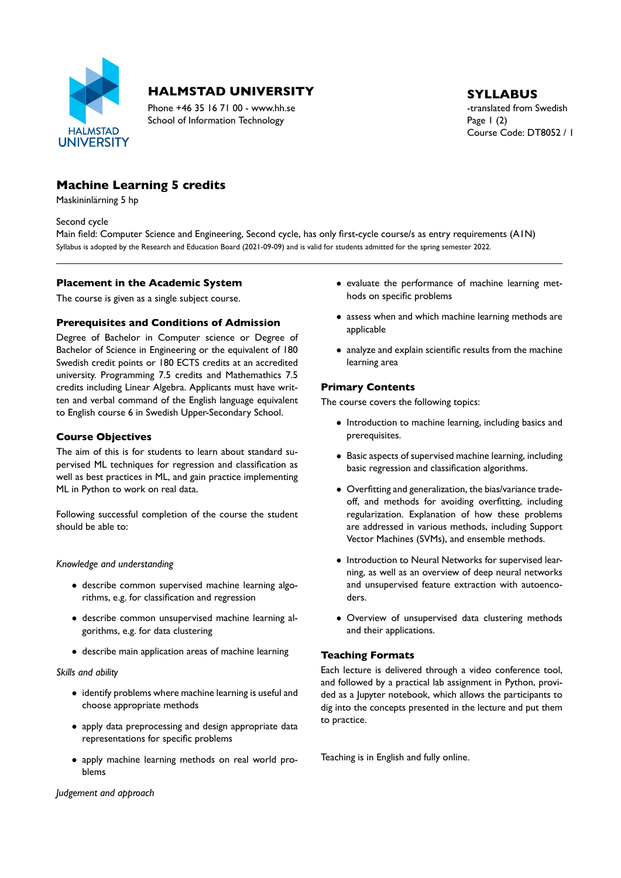**HALMSTAD UNIVERSITY**

Phone +46 35 16 71 00 - www.hh.se
School of Information Technology

**SYLLABUS**
-translated from Swedish
Course Code: DT8052 / 1

# Machine Learning 5 credits

Maskininlärning 5 hp

Second cycle

Main field: Computer Science and Engineering, Second cycle, has only first-cycle course/s as entry requirements (A1N)

Syllabus is adopted by the Research and Education Board (2021-09-09) and is valid for students admitted for the spring semester 2022.

---

## Placement in the Academic System

The course is given as a single subject course.

## Prerequisites and Conditions of Admission

Degree of Bachelor in Computer science or Degree of Bachelor of Science in Engineering or the equivalent of 180 Swedish credit points or 180 ECTS credits at an accredited university. Programming 7.5 credits and Mathemathics 7.5 credits including Linear Algebra. Applicants must have written and verbal command of the English language equivalent to English course 6 in Swedish Upper-Secondary School.

## Course Objectives

The aim of this is for students to learn about standard supervised ML techniques for regression and classification as well as best practices in ML, and gain practice implementing ML in Python to work on real data.

Following successful completion of the course the student should be able to:

*Knowledge and understanding*

- describe common supervised machine learning algorithms, e.g. for classification and regression
- describe common unsupervised machine learning algorithms, e.g. for data clustering
- describe main application areas of machine learning

*Skills and ability*

- identify problems where machine learning is useful and choose appropriate methods
- apply data preprocessing and design appropriate data representations for specific problems
- apply machine learning methods on real world problems

*Judgement and approach*

- evaluate the performance of machine learning methods on specific problems
- assess when and which machine learning methods are applicable
- analyze and explain scientific results from the machine learning area

## Primary Contents

The course covers the following topics:

- Introduction to machine learning, including basics and prerequisites.
- Basic aspects of supervised machine learning, including basic regression and classification algorithms.
- Overfitting and generalization, the bias/variance tradeoff, and methods for avoiding overfitting, including regularization. Explanation of how these problems are addressed in various methods, including Support Vector Machines (SVMs), and ensemble methods.
- Introduction to Neural Networks for supervised learning, as well as an overview of deep neural networks and unsupervised feature extraction with autoencoders.
- Overview of unsupervised data clustering methods and their applications.

## Teaching Formats

Each lecture is delivered through a video conference tool, and followed by a practical lab assignment in Python, provided as a Jupyter notebook, which allows the participants to dig into the concepts presented in the lecture and put them to practice.

Teaching is in English and fully online.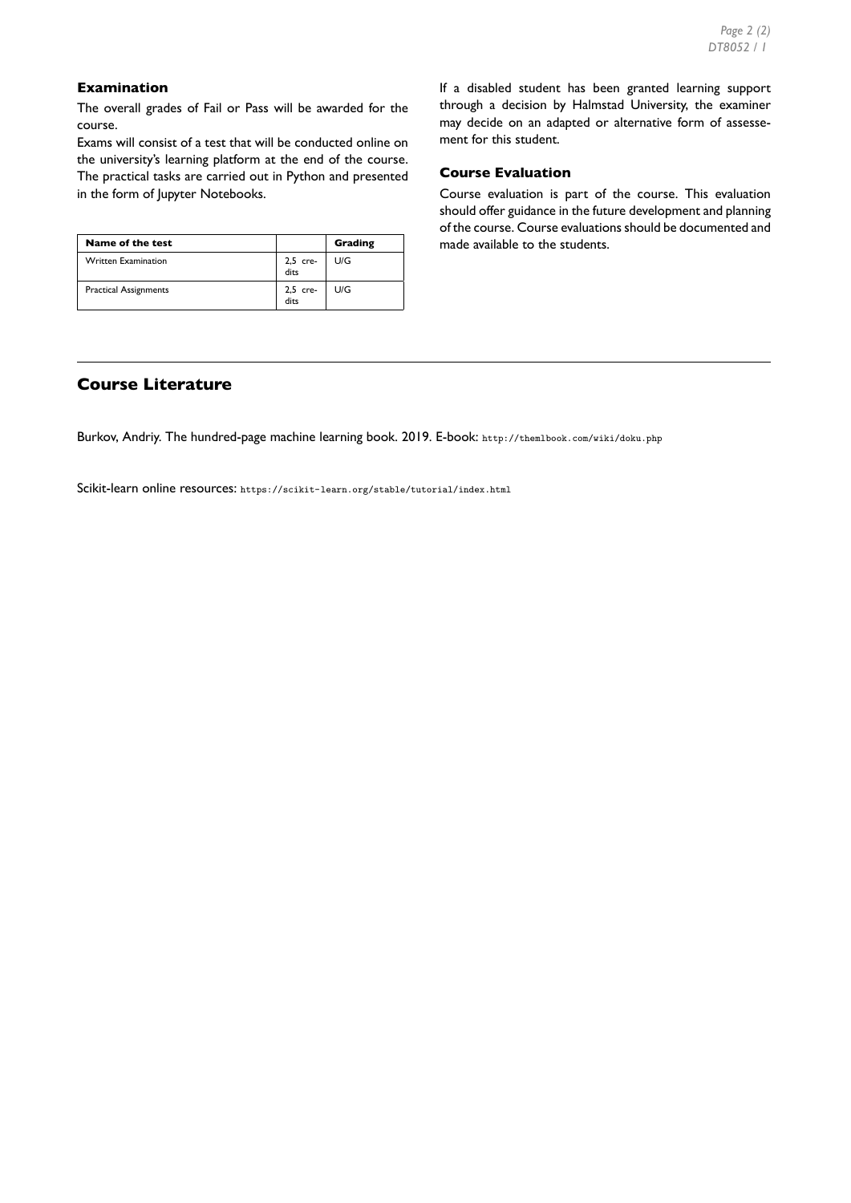### Examination

The overall grades of Fail or Pass will be awarded for the course.

Exams will consist of a test that will be conducted online on the university's learning platform at the end of the course. The practical tasks are carried out in Python and presented in the form of Jupyter Notebooks.

| Name of the test | | Grading |
|---|---|---|
| Written Examination | 2,5 credits | U/G |
| Practical Assignments | 2,5 credits | U/G |

If a disabled student has been granted learning support through a decision by Halmstad University, the examiner may decide on an adapted or alternative form of assessement for this student.

### Course Evaluation

Course evaluation is part of the course. This evaluation should offer guidance in the future development and planning of the course. Course evaluations should be documented and made available to the students.

## Course Literature

Burkov, Andriy. The hundred-page machine learning book. 2019. E-book: http://themlbook.com/wiki/doku.php

Scikit-learn online resources: https://scikit-learn.org/stable/tutorial/index.html